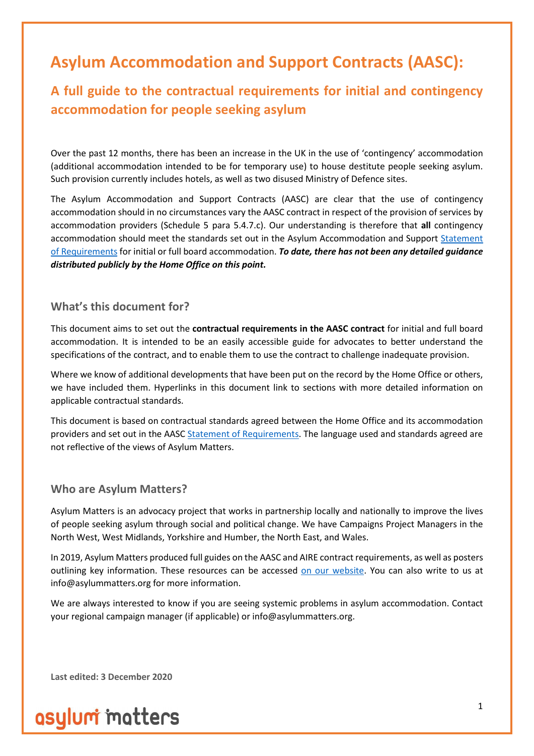# Asylum Accommodation and Support Contracts (AASC):

## A full guide to the contractual requirements for initial and contingency accommodation for people seeking asylum

Over the past 12 months, there has been an increase in the UK in the use of 'contingency' accommodation (additional accommodation intended to be for temporary use) to house destitute people seeking asylum. Such provision currently includes hotels, as well as two disused Ministry of Defence sites.

The Asylum Accommodation and Support Contracts (AASC) are clear that the use of contingency accommodation should in no circumstances vary the AASC contract in respect of the provision of services by accommodation providers (Schedule 5 para 5.4.7.c). Our understanding is therefore that **all** contingency accommodation should meet the standards set out in the Asylum Accommodation and Support Statement of Requirements for initial or full board accommodation. ***To date, there has not been any detailed guidance distributed publicly by the Home Office on this point.***

### What's this document for?

This document aims to set out the **contractual requirements in the AASC contract** for initial and full board accommodation. It is intended to be an easily accessible guide for advocates to better understand the specifications of the contract, and to enable them to use the contract to challenge inadequate provision.

Where we know of additional developments that have been put on the record by the Home Office or others, we have included them. Hyperlinks in this document link to sections with more detailed information on applicable contractual standards.

This document is based on contractual standards agreed between the Home Office and its accommodation providers and set out in the AASC Statement of Requirements. The language used and standards agreed are not reflective of the views of Asylum Matters.

### Who are Asylum Matters?

Asylum Matters is an advocacy project that works in partnership locally and nationally to improve the lives of people seeking asylum through social and political change. We have Campaigns Project Managers in the North West, West Midlands, Yorkshire and Humber, the North East, and Wales.

In 2019, Asylum Matters produced full guides on the AASC and AIRE contract requirements, as well as posters outlining key information. These resources can be accessed on our website. You can also write to us at info@asylummatters.org for more information.

We are always interested to know if you are seeing systemic problems in asylum accommodation. Contact your regional campaign manager (if applicable) or info@asylummatters.org.

**Last edited: 3 December 2020**

asylum matters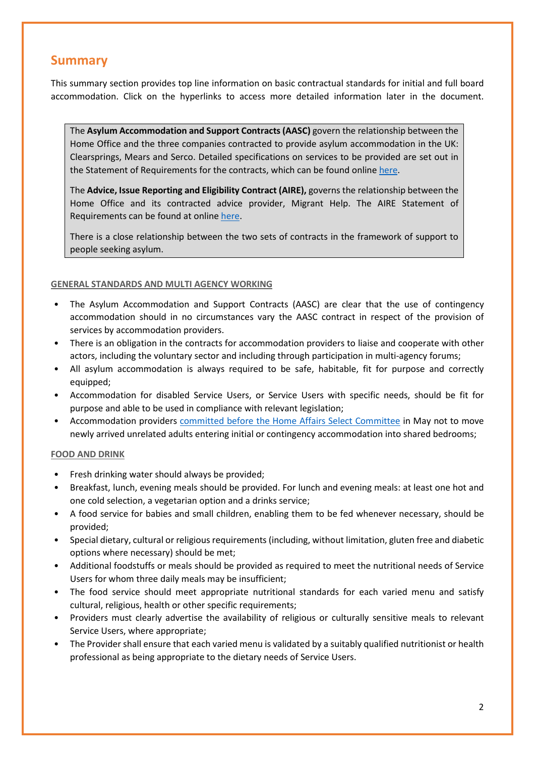## Summary

This summary section provides top line information on basic contractual standards for initial and full board accommodation. Click on the hyperlinks to access more detailed information later in the document.

> The **Asylum Accommodation and Support Contracts (AASC)** govern the relationship between the Home Office and the three companies contracted to provide asylum accommodation in the UK: Clearsprings, Mears and Serco. Detailed specifications on services to be provided are set out in the Statement of Requirements for the contracts, which can be found online here.
>
> The **Advice, Issue Reporting and Eligibility Contract (AIRE),** governs the relationship between the Home Office and its contracted advice provider, Migrant Help. The AIRE Statement of Requirements can be found at online here.
>
> There is a close relationship between the two sets of contracts in the framework of support to people seeking asylum.

**GENERAL STANDARDS AND MULTI AGENCY WORKING**

- The Asylum Accommodation and Support Contracts (AASC) are clear that the use of contingency accommodation should in no circumstances vary the AASC contract in respect of the provision of services by accommodation providers.
- There is an obligation in the contracts for accommodation providers to liaise and cooperate with other actors, including the voluntary sector and including through participation in multi-agency forums;
- All asylum accommodation is always required to be safe, habitable, fit for purpose and correctly equipped;
- Accommodation for disabled Service Users, or Service Users with specific needs, should be fit for purpose and able to be used in compliance with relevant legislation;
- Accommodation providers committed before the Home Affairs Select Committee in May not to move newly arrived unrelated adults entering initial or contingency accommodation into shared bedrooms;

**FOOD AND DRINK**

- Fresh drinking water should always be provided;
- Breakfast, lunch, evening meals should be provided. For lunch and evening meals: at least one hot and one cold selection, a vegetarian option and a drinks service;
- A food service for babies and small children, enabling them to be fed whenever necessary, should be provided;
- Special dietary, cultural or religious requirements (including, without limitation, gluten free and diabetic options where necessary) should be met;
- Additional foodstuffs or meals should be provided as required to meet the nutritional needs of Service Users for whom three daily meals may be insufficient;
- The food service should meet appropriate nutritional standards for each varied menu and satisfy cultural, religious, health or other specific requirements;
- Providers must clearly advertise the availability of religious or culturally sensitive meals to relevant Service Users, where appropriate;
- The Provider shall ensure that each varied menu is validated by a suitably qualified nutritionist or health professional as being appropriate to the dietary needs of Service Users.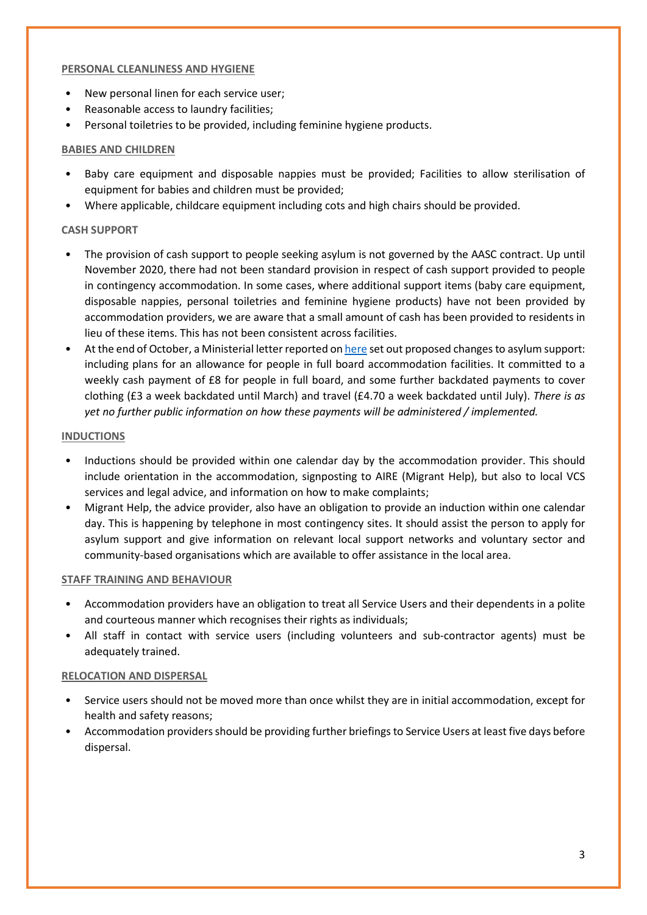**PERSONAL CLEANLINESS AND HYGIENE**

- New personal linen for each service user;
- Reasonable access to laundry facilities;
- Personal toiletries to be provided, including feminine hygiene products.

**BABIES AND CHILDREN**

- Baby care equipment and disposable nappies must be provided; Facilities to allow sterilisation of equipment for babies and children must be provided;
- Where applicable, childcare equipment including cots and high chairs should be provided.

**CASH SUPPORT**

- The provision of cash support to people seeking asylum is not governed by the AASC contract. Up until November 2020, there had not been standard provision in respect of cash support provided to people in contingency accommodation. In some cases, where additional support items (baby care equipment, disposable nappies, personal toiletries and feminine hygiene products) have not been provided by accommodation providers, we are aware that a small amount of cash has been provided to residents in lieu of these items. This has not been consistent across facilities.
- At the end of October, a Ministerial letter reported on here set out proposed changes to asylum support: including plans for an allowance for people in full board accommodation facilities. It committed to a weekly cash payment of £8 for people in full board, and some further backdated payments to cover clothing (£3 a week backdated until March) and travel (£4.70 a week backdated until July). *There is as yet no further public information on how these payments will be administered / implemented.*

**INDUCTIONS**

- Inductions should be provided within one calendar day by the accommodation provider. This should include orientation in the accommodation, signposting to AIRE (Migrant Help), but also to local VCS services and legal advice, and information on how to make complaints;
- Migrant Help, the advice provider, also have an obligation to provide an induction within one calendar day. This is happening by telephone in most contingency sites. It should assist the person to apply for asylum support and give information on relevant local support networks and voluntary sector and community-based organisations which are available to offer assistance in the local area.

**STAFF TRAINING AND BEHAVIOUR**

- Accommodation providers have an obligation to treat all Service Users and their dependents in a polite and courteous manner which recognises their rights as individuals;
- All staff in contact with service users (including volunteers and sub-contractor agents) must be adequately trained.

**RELOCATION AND DISPERSAL**

- Service users should not be moved more than once whilst they are in initial accommodation, except for health and safety reasons;
- Accommodation providers should be providing further briefings to Service Users at least five days before dispersal.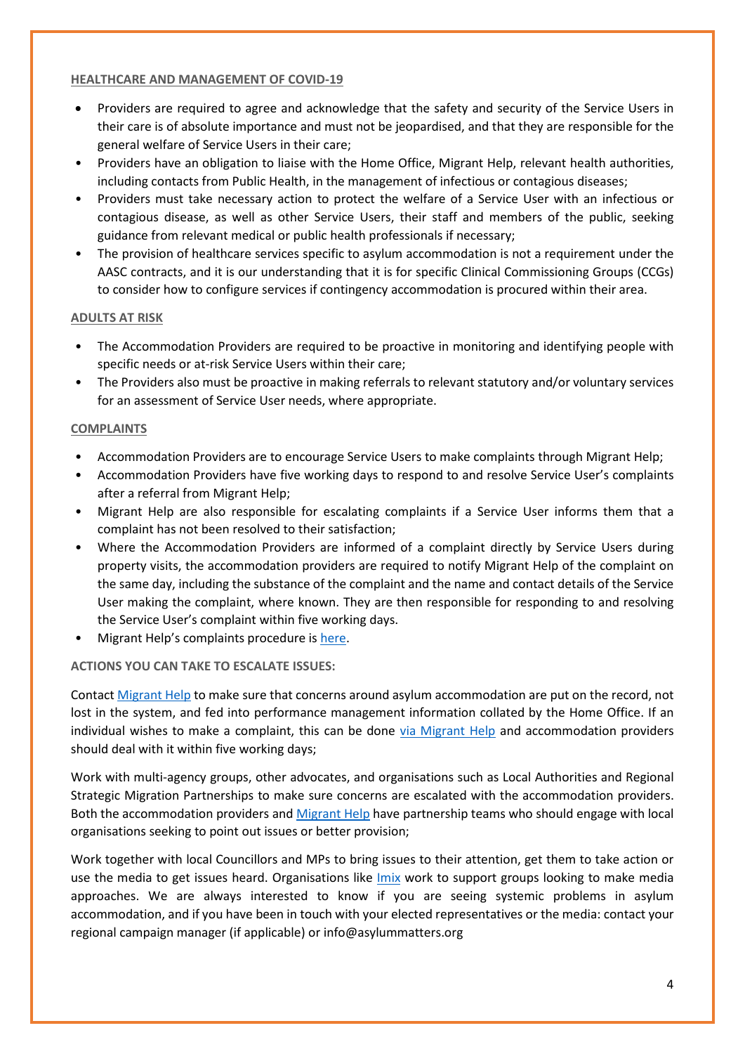## HEALTHCARE AND MANAGEMENT OF COVID-19

- Providers are required to agree and acknowledge that the safety and security of the Service Users in their care is of absolute importance and must not be jeopardised, and that they are responsible for the general welfare of Service Users in their care;
- Providers have an obligation to liaise with the Home Office, Migrant Help, relevant health authorities, including contacts from Public Health, in the management of infectious or contagious diseases;
- Providers must take necessary action to protect the welfare of a Service User with an infectious or contagious disease, as well as other Service Users, their staff and members of the public, seeking guidance from relevant medical or public health professionals if necessary;
- The provision of healthcare services specific to asylum accommodation is not a requirement under the AASC contracts, and it is our understanding that it is for specific Clinical Commissioning Groups (CCGs) to consider how to configure services if contingency accommodation is procured within their area.

## ADULTS AT RISK

- The Accommodation Providers are required to be proactive in monitoring and identifying people with specific needs or at-risk Service Users within their care;
- The Providers also must be proactive in making referrals to relevant statutory and/or voluntary services for an assessment of Service User needs, where appropriate.

## COMPLAINTS

- Accommodation Providers are to encourage Service Users to make complaints through Migrant Help;
- Accommodation Providers have five working days to respond to and resolve Service User's complaints after a referral from Migrant Help;
- Migrant Help are also responsible for escalating complaints if a Service User informs them that a complaint has not been resolved to their satisfaction;
- Where the Accommodation Providers are informed of a complaint directly by Service Users during property visits, the accommodation providers are required to notify Migrant Help of the complaint on the same day, including the substance of the complaint and the name and contact details of the Service User making the complaint, where known. They are then responsible for responding to and resolving the Service User's complaint within five working days.
- Migrant Help's complaints procedure is here.

## ACTIONS YOU CAN TAKE TO ESCALATE ISSUES:

Contact Migrant Help to make sure that concerns around asylum accommodation are put on the record, not lost in the system, and fed into performance management information collated by the Home Office. If an individual wishes to make a complaint, this can be done via Migrant Help and accommodation providers should deal with it within five working days;

Work with multi-agency groups, other advocates, and organisations such as Local Authorities and Regional Strategic Migration Partnerships to make sure concerns are escalated with the accommodation providers. Both the accommodation providers and Migrant Help have partnership teams who should engage with local organisations seeking to point out issues or better provision;

Work together with local Councillors and MPs to bring issues to their attention, get them to take action or use the media to get issues heard. Organisations like Imix work to support groups looking to make media approaches. We are always interested to know if you are seeing systemic problems in asylum accommodation, and if you have been in touch with your elected representatives or the media: contact your regional campaign manager (if applicable) or info@asylummatters.org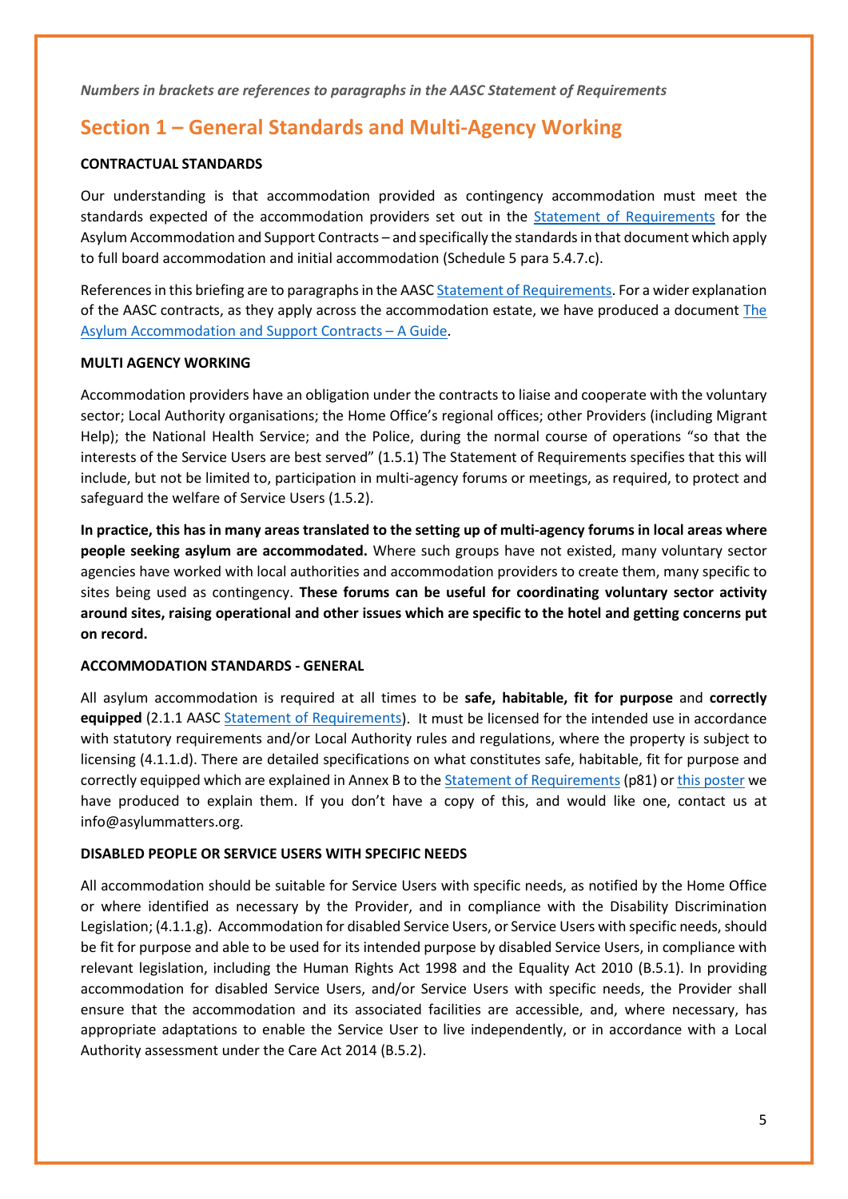*Numbers in brackets are references to paragraphs in the AASC Statement of Requirements*

## Section 1 – General Standards and Multi-Agency Working

### CONTRACTUAL STANDARDS

Our understanding is that accommodation provided as contingency accommodation must meet the standards expected of the accommodation providers set out in the Statement of Requirements for the Asylum Accommodation and Support Contracts – and specifically the standards in that document which apply to full board accommodation and initial accommodation (Schedule 5 para 5.4.7.c).

References in this briefing are to paragraphs in the AASC Statement of Requirements. For a wider explanation of the AASC contracts, as they apply across the accommodation estate, we have produced a document The Asylum Accommodation and Support Contracts – A Guide.

### MULTI AGENCY WORKING

Accommodation providers have an obligation under the contracts to liaise and cooperate with the voluntary sector; Local Authority organisations; the Home Office's regional offices; other Providers (including Migrant Help); the National Health Service; and the Police, during the normal course of operations "so that the interests of the Service Users are best served" (1.5.1) The Statement of Requirements specifies that this will include, but not be limited to, participation in multi-agency forums or meetings, as required, to protect and safeguard the welfare of Service Users (1.5.2).

**In practice, this has in many areas translated to the setting up of multi-agency forums in local areas where people seeking asylum are accommodated.** Where such groups have not existed, many voluntary sector agencies have worked with local authorities and accommodation providers to create them, many specific to sites being used as contingency. **These forums can be useful for coordinating voluntary sector activity around sites, raising operational and other issues which are specific to the hotel and getting concerns put on record.**

### ACCOMMODATION STANDARDS - GENERAL

All asylum accommodation is required at all times to be **safe, habitable, fit for purpose** and **correctly equipped** (2.1.1 AASC Statement of Requirements). It must be licensed for the intended use in accordance with statutory requirements and/or Local Authority rules and regulations, where the property is subject to licensing (4.1.1.d). There are detailed specifications on what constitutes safe, habitable, fit for purpose and correctly equipped which are explained in Annex B to the Statement of Requirements (p81) or this poster we have produced to explain them. If you don't have a copy of this, and would like one, contact us at info@asylummatters.org.

### DISABLED PEOPLE OR SERVICE USERS WITH SPECIFIC NEEDS

All accommodation should be suitable for Service Users with specific needs, as notified by the Home Office or where identified as necessary by the Provider, and in compliance with the Disability Discrimination Legislation; (4.1.1.g). Accommodation for disabled Service Users, or Service Users with specific needs, should be fit for purpose and able to be used for its intended purpose by disabled Service Users, in compliance with relevant legislation, including the Human Rights Act 1998 and the Equality Act 2010 (B.5.1). In providing accommodation for disabled Service Users, and/or Service Users with specific needs, the Provider shall ensure that the accommodation and its associated facilities are accessible, and, where necessary, has appropriate adaptations to enable the Service User to live independently, or in accordance with a Local Authority assessment under the Care Act 2014 (B.5.2).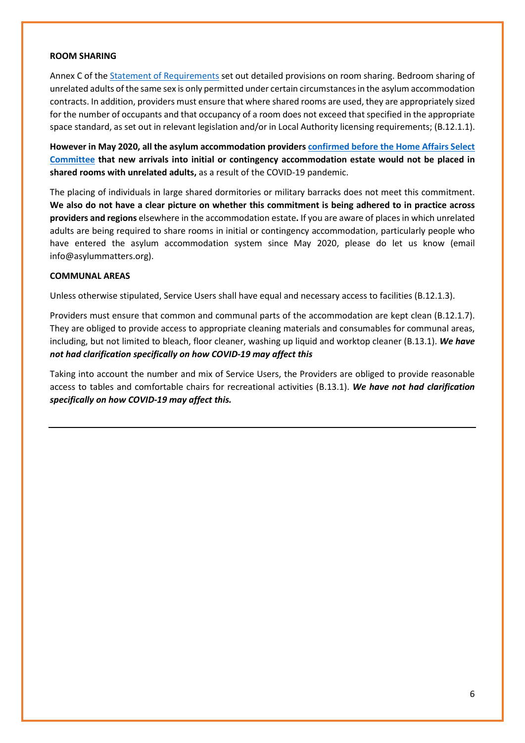**ROOM SHARING**

Annex C of the Statement of Requirements set out detailed provisions on room sharing. Bedroom sharing of unrelated adults of the same sex is only permitted under certain circumstances in the asylum accommodation contracts. In addition, providers must ensure that where shared rooms are used, they are appropriately sized for the number of occupants and that occupancy of a room does not exceed that specified in the appropriate space standard, as set out in relevant legislation and/or in Local Authority licensing requirements; (B.12.1.1).

**However in May 2020, all the asylum accommodation providers confirmed before the Home Affairs Select Committee that new arrivals into initial or contingency accommodation estate would not be placed in shared rooms with unrelated adults,** as a result of the COVID-19 pandemic.

The placing of individuals in large shared dormitories or military barracks does not meet this commitment. **We also do not have a clear picture on whether this commitment is being adhered to in practice across providers and regions** elsewhere in the accommodation estate**.** If you are aware of places in which unrelated adults are being required to share rooms in initial or contingency accommodation, particularly people who have entered the asylum accommodation system since May 2020, please do let us know (email info@asylummatters.org).

**COMMUNAL AREAS**

Unless otherwise stipulated, Service Users shall have equal and necessary access to facilities (B.12.1.3).

Providers must ensure that common and communal parts of the accommodation are kept clean (B.12.1.7). They are obliged to provide access to appropriate cleaning materials and consumables for communal areas, including, but not limited to bleach, floor cleaner, washing up liquid and worktop cleaner (B.13.1). ***We have not had clarification specifically on how COVID-19 may affect this***

Taking into account the number and mix of Service Users, the Providers are obliged to provide reasonable access to tables and comfortable chairs for recreational activities (B.13.1). ***We have not had clarification specifically on how COVID-19 may affect this.***

---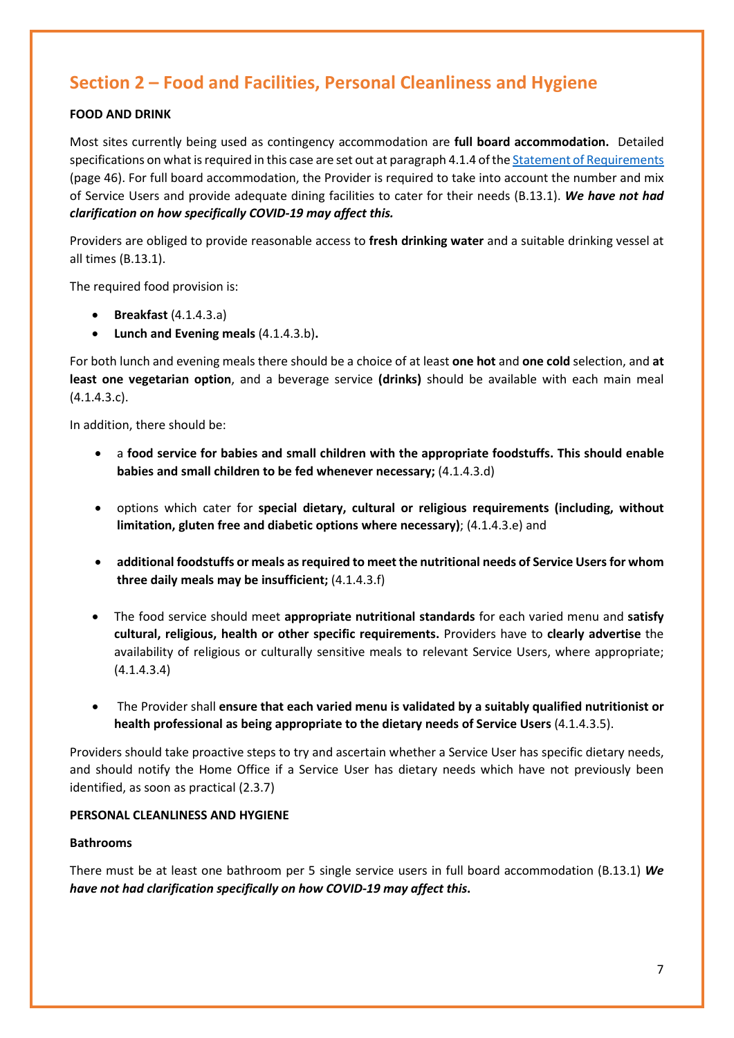## Section 2 – Food and Facilities, Personal Cleanliness and Hygiene

**FOOD AND DRINK**

Most sites currently being used as contingency accommodation are **full board accommodation.** Detailed specifications on what is required in this case are set out at paragraph 4.1.4 of the Statement of Requirements (page 46). For full board accommodation, the Provider is required to take into account the number and mix of Service Users and provide adequate dining facilities to cater for their needs (B.13.1). ***We have not had clarification on how specifically COVID-19 may affect this.***

Providers are obliged to provide reasonable access to **fresh drinking water** and a suitable drinking vessel at all times (B.13.1).

The required food provision is:

- **Breakfast** (4.1.4.3.a)
- **Lunch and Evening meals** (4.1.4.3.b)**.**

For both lunch and evening meals there should be a choice of at least **one hot** and **one cold** selection, and **at least one vegetarian option**, and a beverage service **(drinks)** should be available with each main meal (4.1.4.3.c).

In addition, there should be:

- a **food service for babies and small children with the appropriate foodstuffs. This should enable babies and small children to be fed whenever necessary;** (4.1.4.3.d)
- options which cater for **special dietary, cultural or religious requirements (including, without limitation, gluten free and diabetic options where necessary)**; (4.1.4.3.e) and
- **additional foodstuffs or meals as required to meet the nutritional needs of Service Users for whom three daily meals may be insufficient;** (4.1.4.3.f)
- The food service should meet **appropriate nutritional standards** for each varied menu and **satisfy cultural, religious, health or other specific requirements.** Providers have to **clearly advertise** the availability of religious or culturally sensitive meals to relevant Service Users, where appropriate; (4.1.4.3.4)
- The Provider shall **ensure that each varied menu is validated by a suitably qualified nutritionist or health professional as being appropriate to the dietary needs of Service Users** (4.1.4.3.5).

Providers should take proactive steps to try and ascertain whether a Service User has specific dietary needs, and should notify the Home Office if a Service User has dietary needs which have not previously been identified, as soon as practical (2.3.7)

**PERSONAL CLEANLINESS AND HYGIENE**

**Bathrooms**

There must be at least one bathroom per 5 single service users in full board accommodation (B.13.1) ***We have not had clarification specifically on how COVID-19 may affect this.***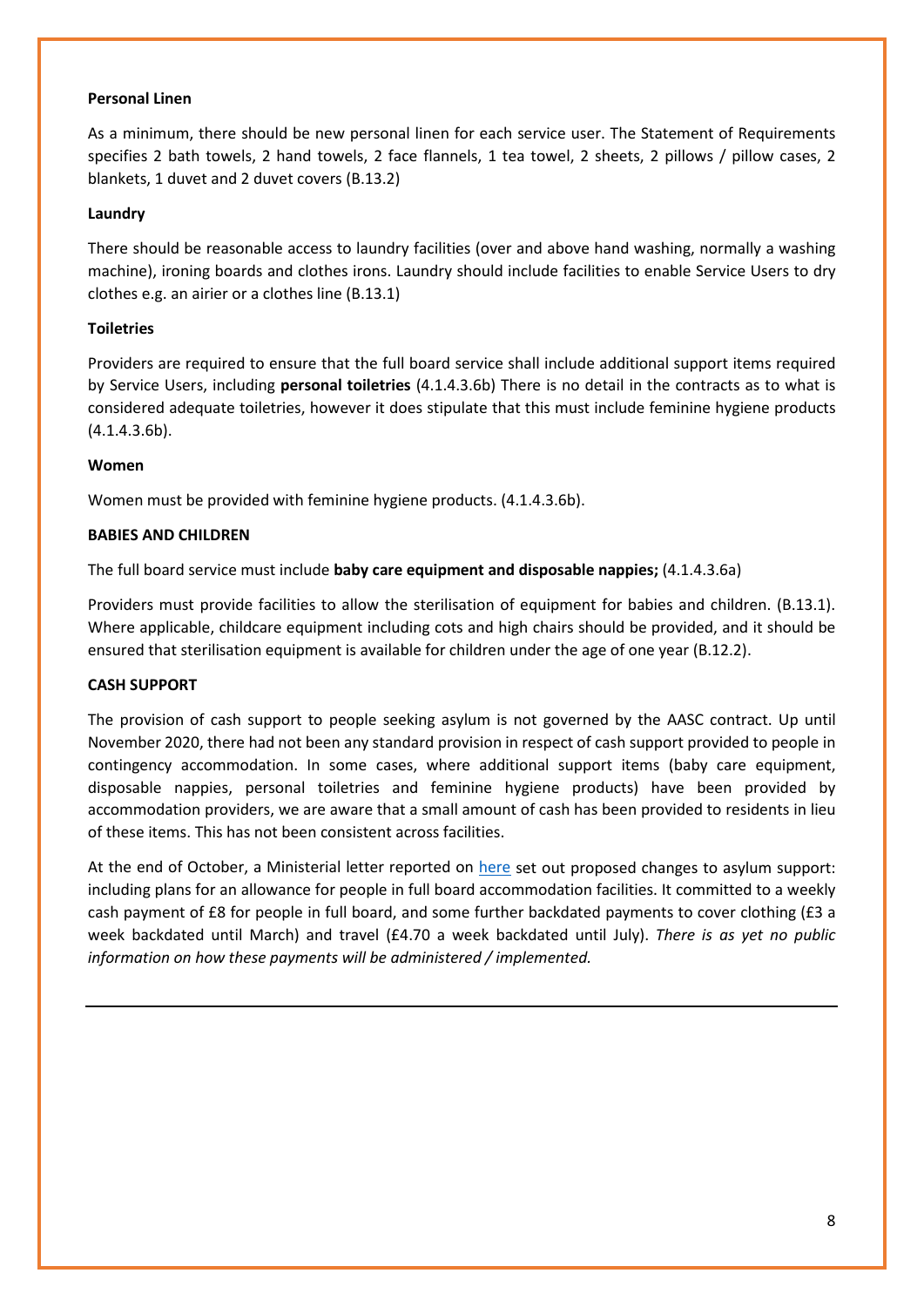**Personal Linen**

As a minimum, there should be new personal linen for each service user. The Statement of Requirements specifies 2 bath towels, 2 hand towels, 2 face flannels, 1 tea towel, 2 sheets, 2 pillows / pillow cases, 2 blankets, 1 duvet and 2 duvet covers (B.13.2)

**Laundry**

There should be reasonable access to laundry facilities (over and above hand washing, normally a washing machine), ironing boards and clothes irons. Laundry should include facilities to enable Service Users to dry clothes e.g. an airier or a clothes line (B.13.1)

**Toiletries**

Providers are required to ensure that the full board service shall include additional support items required by Service Users, including **personal toiletries** (4.1.4.3.6b) There is no detail in the contracts as to what is considered adequate toiletries, however it does stipulate that this must include feminine hygiene products (4.1.4.3.6b).

**Women**

Women must be provided with feminine hygiene products. (4.1.4.3.6b).

**BABIES AND CHILDREN**

The full board service must include **baby care equipment and disposable nappies;** (4.1.4.3.6a)

Providers must provide facilities to allow the sterilisation of equipment for babies and children. (B.13.1). Where applicable, childcare equipment including cots and high chairs should be provided, and it should be ensured that sterilisation equipment is available for children under the age of one year (B.12.2).

**CASH SUPPORT**

The provision of cash support to people seeking asylum is not governed by the AASC contract. Up until November 2020, there had not been any standard provision in respect of cash support provided to people in contingency accommodation. In some cases, where additional support items (baby care equipment, disposable nappies, personal toiletries and feminine hygiene products) have been provided by accommodation providers, we are aware that a small amount of cash has been provided to residents in lieu of these items. This has not been consistent across facilities.

At the end of October, a Ministerial letter reported on here set out proposed changes to asylum support: including plans for an allowance for people in full board accommodation facilities. It committed to a weekly cash payment of £8 for people in full board, and some further backdated payments to cover clothing (£3 a week backdated until March) and travel (£4.70 a week backdated until July). *There is as yet no public information on how these payments will be administered / implemented.*

---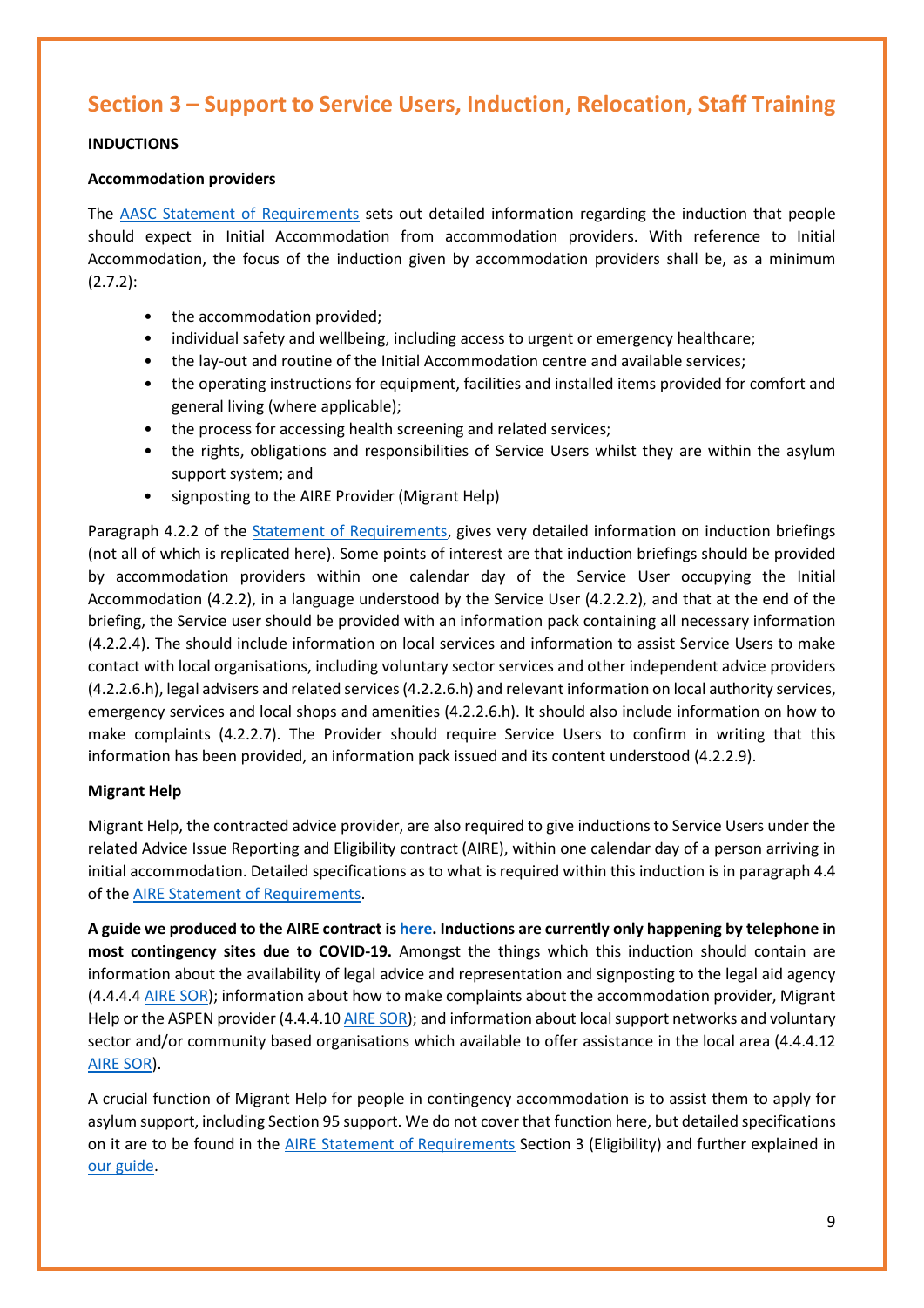## Section 3 – Support to Service Users, Induction, Relocation, Staff Training

**INDUCTIONS**

**Accommodation providers**

The AASC Statement of Requirements sets out detailed information regarding the induction that people should expect in Initial Accommodation from accommodation providers. With reference to Initial Accommodation, the focus of the induction given by accommodation providers shall be, as a minimum (2.7.2):

- the accommodation provided;
- individual safety and wellbeing, including access to urgent or emergency healthcare;
- the lay-out and routine of the Initial Accommodation centre and available services;
- the operating instructions for equipment, facilities and installed items provided for comfort and general living (where applicable);
- the process for accessing health screening and related services;
- the rights, obligations and responsibilities of Service Users whilst they are within the asylum support system; and
- signposting to the AIRE Provider (Migrant Help)

Paragraph 4.2.2 of the Statement of Requirements, gives very detailed information on induction briefings (not all of which is replicated here). Some points of interest are that induction briefings should be provided by accommodation providers within one calendar day of the Service User occupying the Initial Accommodation (4.2.2), in a language understood by the Service User (4.2.2.2), and that at the end of the briefing, the Service user should be provided with an information pack containing all necessary information (4.2.2.4). The should include information on local services and information to assist Service Users to make contact with local organisations, including voluntary sector services and other independent advice providers (4.2.2.6.h), legal advisers and related services (4.2.2.6.h) and relevant information on local authority services, emergency services and local shops and amenities (4.2.2.6.h). It should also include information on how to make complaints (4.2.2.7). The Provider should require Service Users to confirm in writing that this information has been provided, an information pack issued and its content understood (4.2.2.9).

**Migrant Help**

Migrant Help, the contracted advice provider, are also required to give inductions to Service Users under the related Advice Issue Reporting and Eligibility contract (AIRE), within one calendar day of a person arriving in initial accommodation. Detailed specifications as to what is required within this induction is in paragraph 4.4 of the AIRE Statement of Requirements.

**A guide we produced to the AIRE contract is here. Inductions are currently only happening by telephone in most contingency sites due to COVID-19.** Amongst the things which this induction should contain are information about the availability of legal advice and representation and signposting to the legal aid agency (4.4.4.4 AIRE SOR); information about how to make complaints about the accommodation provider, Migrant Help or the ASPEN provider (4.4.4.10 AIRE SOR); and information about local support networks and voluntary sector and/or community based organisations which available to offer assistance in the local area (4.4.4.12 AIRE SOR).

A crucial function of Migrant Help for people in contingency accommodation is to assist them to apply for asylum support, including Section 95 support. We do not cover that function here, but detailed specifications on it are to be found in the AIRE Statement of Requirements Section 3 (Eligibility) and further explained in our guide.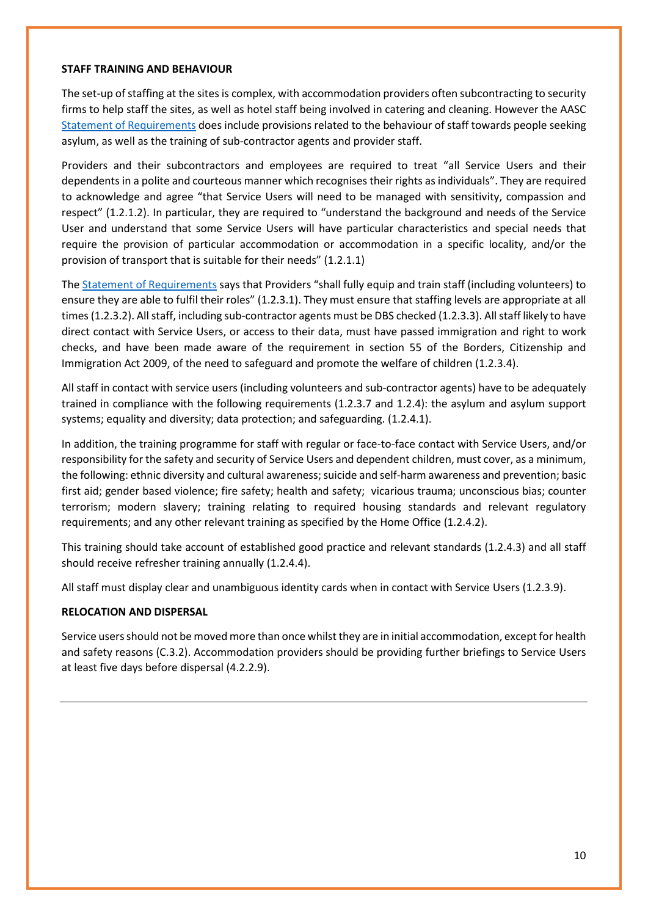**STAFF TRAINING AND BEHAVIOUR**

The set-up of staffing at the sites is complex, with accommodation providers often subcontracting to security firms to help staff the sites, as well as hotel staff being involved in catering and cleaning. However the AASC Statement of Requirements does include provisions related to the behaviour of staff towards people seeking asylum, as well as the training of sub-contractor agents and provider staff.

Providers and their subcontractors and employees are required to treat "all Service Users and their dependents in a polite and courteous manner which recognises their rights as individuals". They are required to acknowledge and agree "that Service Users will need to be managed with sensitivity, compassion and respect" (1.2.1.2). In particular, they are required to "understand the background and needs of the Service User and understand that some Service Users will have particular characteristics and special needs that require the provision of particular accommodation or accommodation in a specific locality, and/or the provision of transport that is suitable for their needs" (1.2.1.1)

The Statement of Requirements says that Providers "shall fully equip and train staff (including volunteers) to ensure they are able to fulfil their roles" (1.2.3.1). They must ensure that staffing levels are appropriate at all times (1.2.3.2). All staff, including sub-contractor agents must be DBS checked (1.2.3.3). All staff likely to have direct contact with Service Users, or access to their data, must have passed immigration and right to work checks, and have been made aware of the requirement in section 55 of the Borders, Citizenship and Immigration Act 2009, of the need to safeguard and promote the welfare of children (1.2.3.4).

All staff in contact with service users (including volunteers and sub-contractor agents) have to be adequately trained in compliance with the following requirements (1.2.3.7 and 1.2.4): the asylum and asylum support systems; equality and diversity; data protection; and safeguarding. (1.2.4.1).

In addition, the training programme for staff with regular or face-to-face contact with Service Users, and/or responsibility for the safety and security of Service Users and dependent children, must cover, as a minimum, the following: ethnic diversity and cultural awareness; suicide and self-harm awareness and prevention; basic first aid; gender based violence; fire safety; health and safety; vicarious trauma; unconscious bias; counter terrorism; modern slavery; training relating to required housing standards and relevant regulatory requirements; and any other relevant training as specified by the Home Office (1.2.4.2).

This training should take account of established good practice and relevant standards (1.2.4.3) and all staff should receive refresher training annually (1.2.4.4).

All staff must display clear and unambiguous identity cards when in contact with Service Users (1.2.3.9).

**RELOCATION AND DISPERSAL**

Service users should not be moved more than once whilst they are in initial accommodation, except for health and safety reasons (C.3.2). Accommodation providers should be providing further briefings to Service Users at least five days before dispersal (4.2.2.9).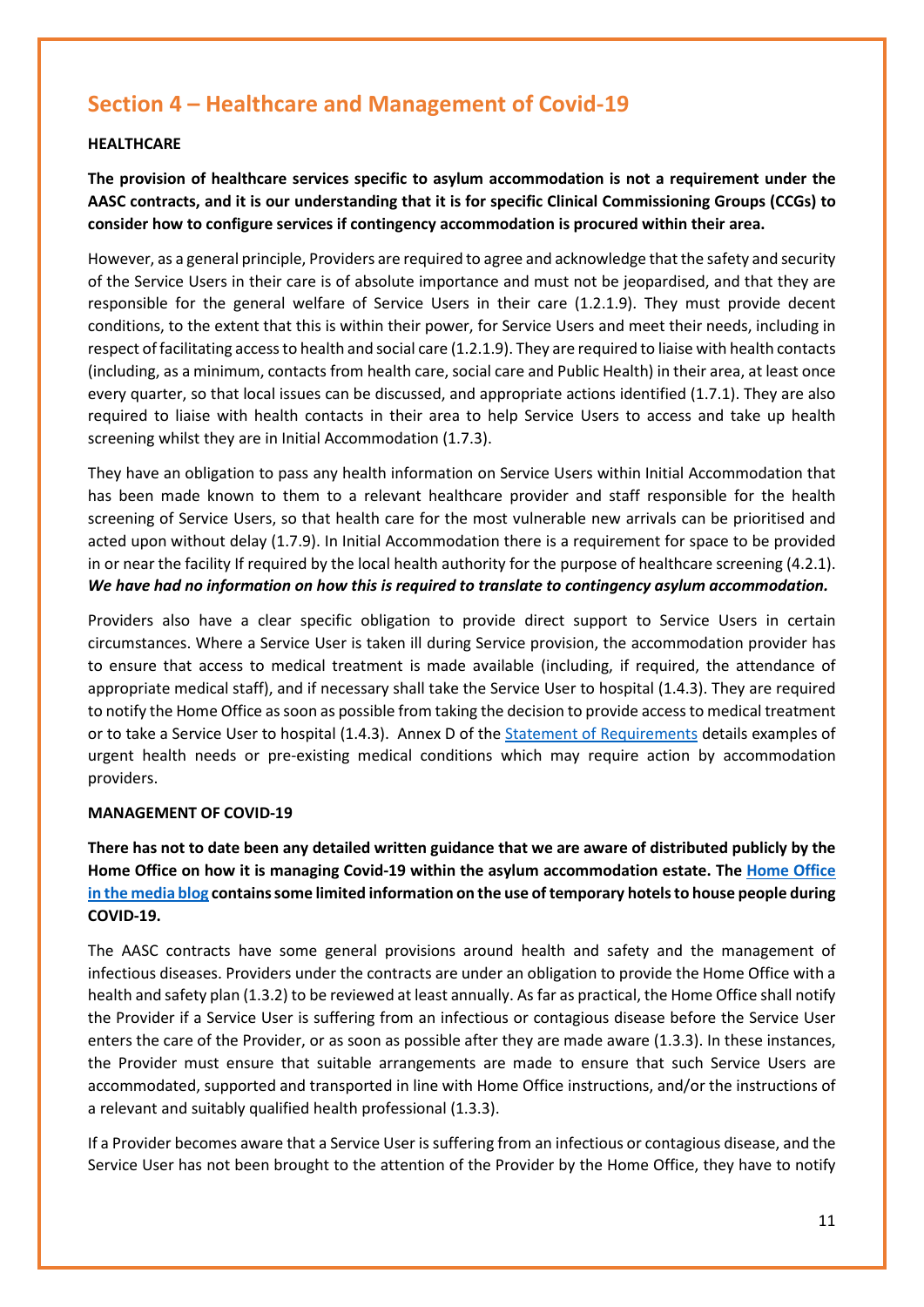## Section 4 – Healthcare and Management of Covid-19

**HEALTHCARE**

**The provision of healthcare services specific to asylum accommodation is not a requirement under the AASC contracts, and it is our understanding that it is for specific Clinical Commissioning Groups (CCGs) to consider how to configure services if contingency accommodation is procured within their area.**

However, as a general principle, Providers are required to agree and acknowledge that the safety and security of the Service Users in their care is of absolute importance and must not be jeopardised, and that they are responsible for the general welfare of Service Users in their care (1.2.1.9). They must provide decent conditions, to the extent that this is within their power, for Service Users and meet their needs, including in respect of facilitating access to health and social care (1.2.1.9). They are required to liaise with health contacts (including, as a minimum, contacts from health care, social care and Public Health) in their area, at least once every quarter, so that local issues can be discussed, and appropriate actions identified (1.7.1). They are also required to liaise with health contacts in their area to help Service Users to access and take up health screening whilst they are in Initial Accommodation (1.7.3).

They have an obligation to pass any health information on Service Users within Initial Accommodation that has been made known to them to a relevant healthcare provider and staff responsible for the health screening of Service Users, so that health care for the most vulnerable new arrivals can be prioritised and acted upon without delay (1.7.9). In Initial Accommodation there is a requirement for space to be provided in or near the facility If required by the local health authority for the purpose of healthcare screening (4.2.1). ***We have had no information on how this is required to translate to contingency asylum accommodation.***

Providers also have a clear specific obligation to provide direct support to Service Users in certain circumstances. Where a Service User is taken ill during Service provision, the accommodation provider has to ensure that access to medical treatment is made available (including, if required, the attendance of appropriate medical staff), and if necessary shall take the Service User to hospital (1.4.3). They are required to notify the Home Office as soon as possible from taking the decision to provide access to medical treatment or to take a Service User to hospital (1.4.3). Annex D of the Statement of Requirements details examples of urgent health needs or pre-existing medical conditions which may require action by accommodation providers.

**MANAGEMENT OF COVID-19**

**There has not to date been any detailed written guidance that we are aware of distributed publicly by the Home Office on how it is managing Covid-19 within the asylum accommodation estate. The Home Office in the media blog contains some limited information on the use of temporary hotels to house people during COVID-19.**

The AASC contracts have some general provisions around health and safety and the management of infectious diseases. Providers under the contracts are under an obligation to provide the Home Office with a health and safety plan (1.3.2) to be reviewed at least annually. As far as practical, the Home Office shall notify the Provider if a Service User is suffering from an infectious or contagious disease before the Service User enters the care of the Provider, or as soon as possible after they are made aware (1.3.3). In these instances, the Provider must ensure that suitable arrangements are made to ensure that such Service Users are accommodated, supported and transported in line with Home Office instructions, and/or the instructions of a relevant and suitably qualified health professional (1.3.3).

If a Provider becomes aware that a Service User is suffering from an infectious or contagious disease, and the Service User has not been brought to the attention of the Provider by the Home Office, they have to notify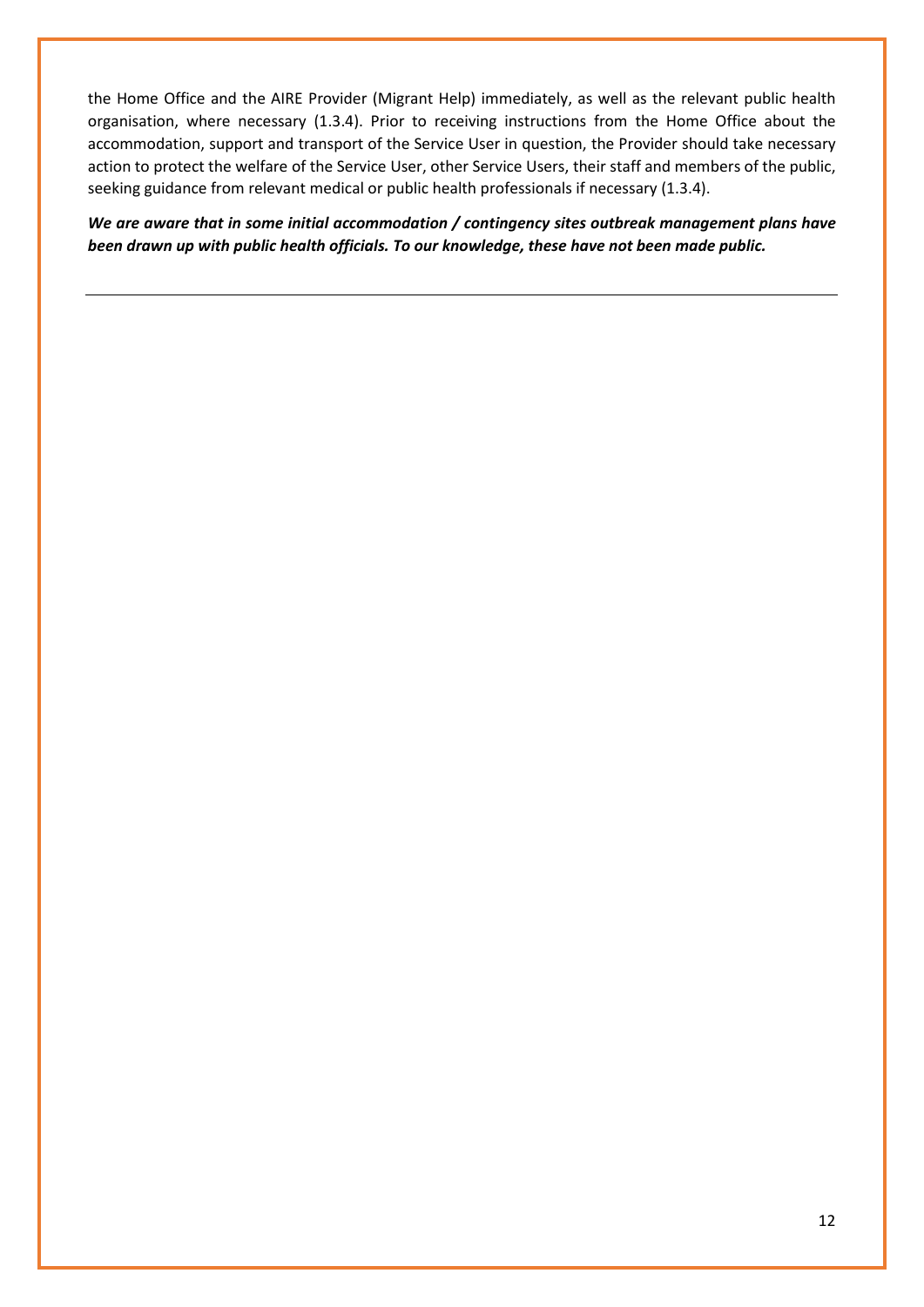the Home Office and the AIRE Provider (Migrant Help) immediately, as well as the relevant public health organisation, where necessary (1.3.4). Prior to receiving instructions from the Home Office about the accommodation, support and transport of the Service User in question, the Provider should take necessary action to protect the welfare of the Service User, other Service Users, their staff and members of the public, seeking guidance from relevant medical or public health professionals if necessary (1.3.4).

***We are aware that in some initial accommodation / contingency sites outbreak management plans have been drawn up with public health officials. To our knowledge, these have not been made public.***

---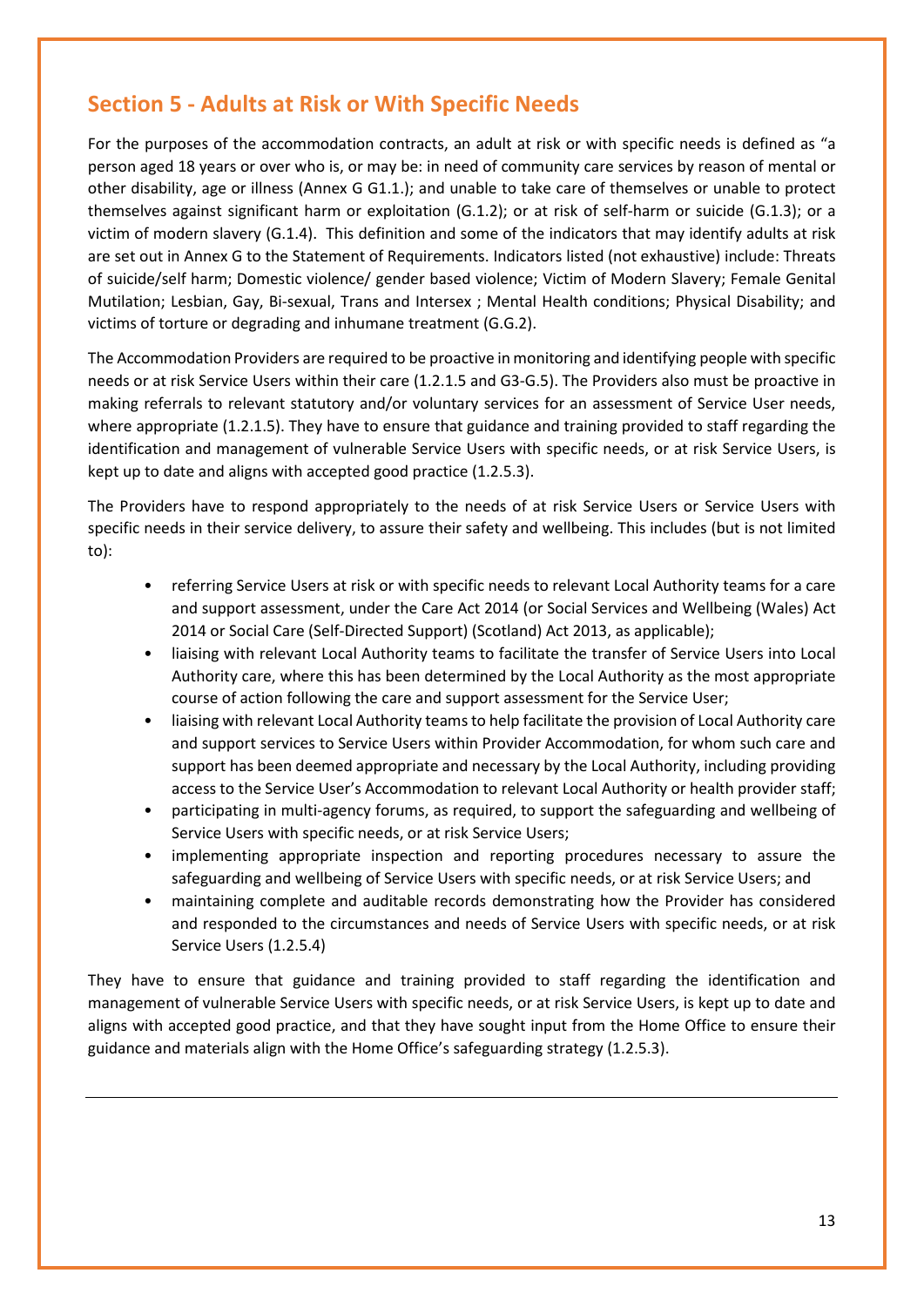## Section 5 - Adults at Risk or With Specific Needs

For the purposes of the accommodation contracts, an adult at risk or with specific needs is defined as "a person aged 18 years or over who is, or may be: in need of community care services by reason of mental or other disability, age or illness (Annex G G1.1.); and unable to take care of themselves or unable to protect themselves against significant harm or exploitation (G.1.2); or at risk of self-harm or suicide (G.1.3); or a victim of modern slavery (G.1.4). This definition and some of the indicators that may identify adults at risk are set out in Annex G to the Statement of Requirements. Indicators listed (not exhaustive) include: Threats of suicide/self harm; Domestic violence/ gender based violence; Victim of Modern Slavery; Female Genital Mutilation; Lesbian, Gay, Bi-sexual, Trans and Intersex ; Mental Health conditions; Physical Disability; and victims of torture or degrading and inhumane treatment (G.G.2).

The Accommodation Providers are required to be proactive in monitoring and identifying people with specific needs or at risk Service Users within their care (1.2.1.5 and G3-G.5). The Providers also must be proactive in making referrals to relevant statutory and/or voluntary services for an assessment of Service User needs, where appropriate (1.2.1.5). They have to ensure that guidance and training provided to staff regarding the identification and management of vulnerable Service Users with specific needs, or at risk Service Users, is kept up to date and aligns with accepted good practice (1.2.5.3).

The Providers have to respond appropriately to the needs of at risk Service Users or Service Users with specific needs in their service delivery, to assure their safety and wellbeing. This includes (but is not limited to):

- referring Service Users at risk or with specific needs to relevant Local Authority teams for a care and support assessment, under the Care Act 2014 (or Social Services and Wellbeing (Wales) Act 2014 or Social Care (Self-Directed Support) (Scotland) Act 2013, as applicable);
- liaising with relevant Local Authority teams to facilitate the transfer of Service Users into Local Authority care, where this has been determined by the Local Authority as the most appropriate course of action following the care and support assessment for the Service User;
- liaising with relevant Local Authority teams to help facilitate the provision of Local Authority care and support services to Service Users within Provider Accommodation, for whom such care and support has been deemed appropriate and necessary by the Local Authority, including providing access to the Service User's Accommodation to relevant Local Authority or health provider staff;
- participating in multi-agency forums, as required, to support the safeguarding and wellbeing of Service Users with specific needs, or at risk Service Users;
- implementing appropriate inspection and reporting procedures necessary to assure the safeguarding and wellbeing of Service Users with specific needs, or at risk Service Users; and
- maintaining complete and auditable records demonstrating how the Provider has considered and responded to the circumstances and needs of Service Users with specific needs, or at risk Service Users (1.2.5.4)

They have to ensure that guidance and training provided to staff regarding the identification and management of vulnerable Service Users with specific needs, or at risk Service Users, is kept up to date and aligns with accepted good practice, and that they have sought input from the Home Office to ensure their guidance and materials align with the Home Office's safeguarding strategy (1.2.5.3).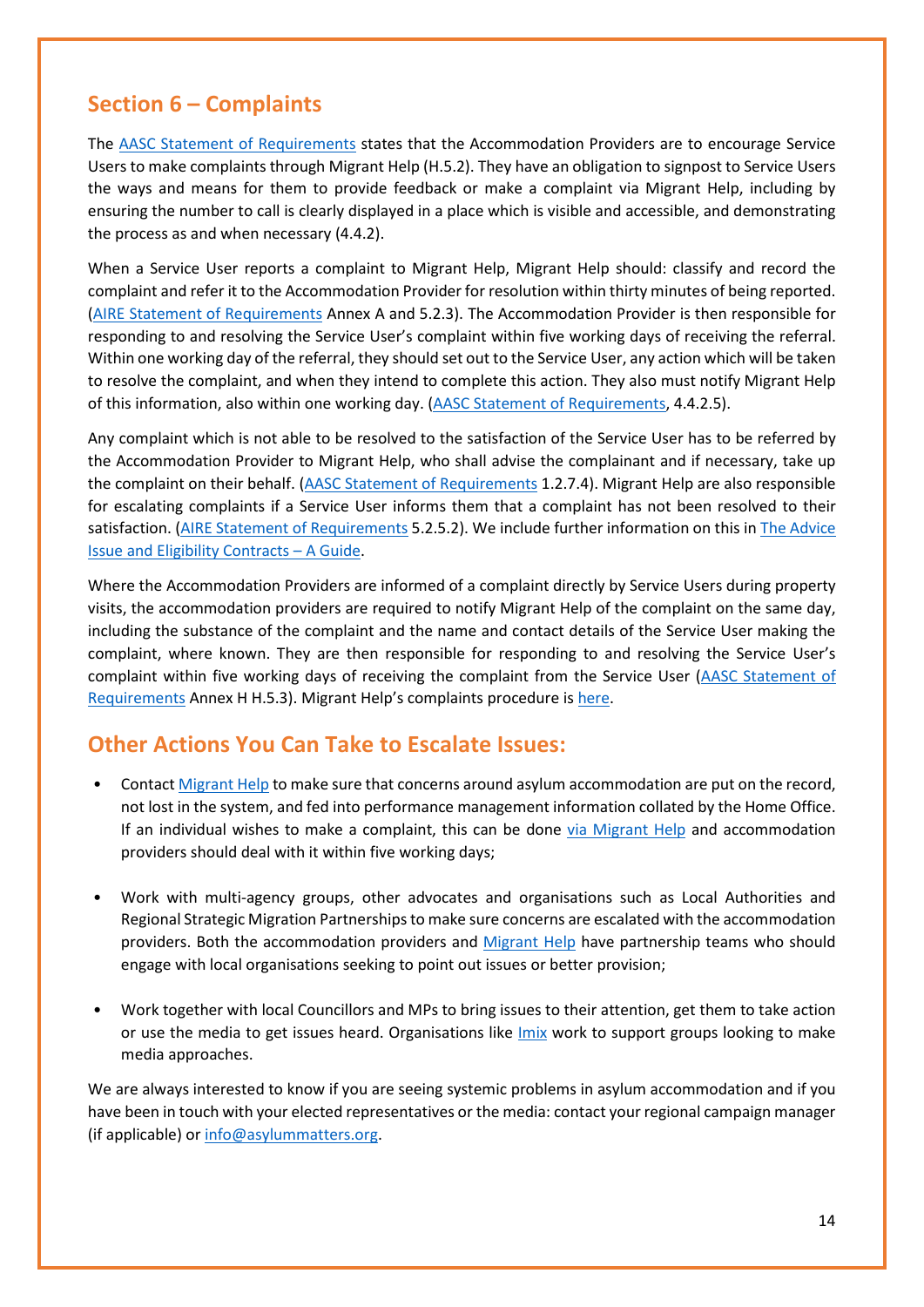## Section 6 – Complaints

The AASC Statement of Requirements states that the Accommodation Providers are to encourage Service Users to make complaints through Migrant Help (H.5.2). They have an obligation to signpost to Service Users the ways and means for them to provide feedback or make a complaint via Migrant Help, including by ensuring the number to call is clearly displayed in a place which is visible and accessible, and demonstrating the process as and when necessary (4.4.2).

When a Service User reports a complaint to Migrant Help, Migrant Help should: classify and record the complaint and refer it to the Accommodation Provider for resolution within thirty minutes of being reported. (AIRE Statement of Requirements Annex A and 5.2.3). The Accommodation Provider is then responsible for responding to and resolving the Service User's complaint within five working days of receiving the referral. Within one working day of the referral, they should set out to the Service User, any action which will be taken to resolve the complaint, and when they intend to complete this action. They also must notify Migrant Help of this information, also within one working day. (AASC Statement of Requirements, 4.4.2.5).

Any complaint which is not able to be resolved to the satisfaction of the Service User has to be referred by the Accommodation Provider to Migrant Help, who shall advise the complainant and if necessary, take up the complaint on their behalf. (AASC Statement of Requirements 1.2.7.4). Migrant Help are also responsible for escalating complaints if a Service User informs them that a complaint has not been resolved to their satisfaction. (AIRE Statement of Requirements 5.2.5.2). We include further information on this in The Advice Issue and Eligibility Contracts – A Guide.

Where the Accommodation Providers are informed of a complaint directly by Service Users during property visits, the accommodation providers are required to notify Migrant Help of the complaint on the same day, including the substance of the complaint and the name and contact details of the Service User making the complaint, where known. They are then responsible for responding to and resolving the Service User's complaint within five working days of receiving the complaint from the Service User (AASC Statement of Requirements Annex H H.5.3). Migrant Help's complaints procedure is here.

## Other Actions You Can Take to Escalate Issues:

- Contact Migrant Help to make sure that concerns around asylum accommodation are put on the record, not lost in the system, and fed into performance management information collated by the Home Office. If an individual wishes to make a complaint, this can be done via Migrant Help and accommodation providers should deal with it within five working days;

- Work with multi-agency groups, other advocates and organisations such as Local Authorities and Regional Strategic Migration Partnerships to make sure concerns are escalated with the accommodation providers. Both the accommodation providers and Migrant Help have partnership teams who should engage with local organisations seeking to point out issues or better provision;

- Work together with local Councillors and MPs to bring issues to their attention, get them to take action or use the media to get issues heard. Organisations like Imix work to support groups looking to make media approaches.

We are always interested to know if you are seeing systemic problems in asylum accommodation and if you have been in touch with your elected representatives or the media: contact your regional campaign manager (if applicable) or info@asylummatters.org.